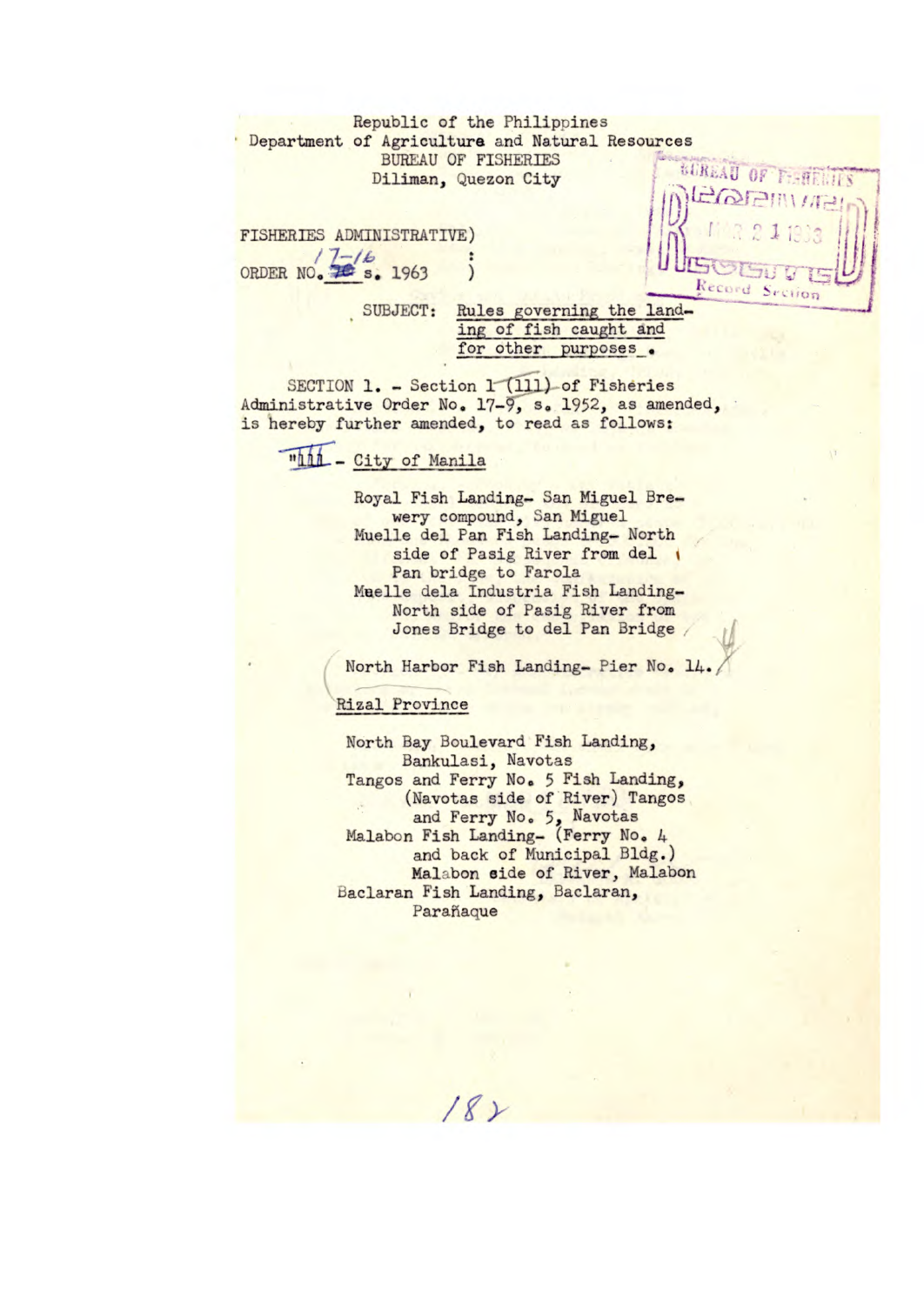Republic of the Philippines
Department of Agriculture and Natural Resources
BUREAU OF FISHERIES
Diliman, Quezon City

BUREAU OF FISHERIES
RECEIVED
MAR 21 1963
Record Section

FISHERIES ADMINISTRATIVE)
ORDER NO. 17-16 s. 1963 )

SUBJECT: Rules governing the landing of fish caught and for other purposes.

SECTION 1. - Section 1 (111) of Fisheries Administrative Order No. 17-9, s. 1952, as amended, is hereby further amended, to read as follows:

"111 - City of Manila

Royal Fish Landing- San Miguel Brewery compound, San Miguel
Muelle del Pan Fish Landing- North side of Pasig River from del Pan bridge to Farola
Muelle dela Industria Fish Landing- North side of Pasig River from Jones Bridge to del Pan Bridge

North Harbor Fish Landing- Pier No. 14.

Rizal Province

North Bay Boulevard Fish Landing, Bankulasi, Navotas
Tangos and Ferry No. 5 Fish Landing, (Navotas side of River) Tangos and Ferry No. 5, Navotas
Malabon Fish Landing- (Ferry No. 4 and back of Municipal Bldg.) Malabon side of River, Malabon
Baclaran Fish Landing, Baclaran, Parañaque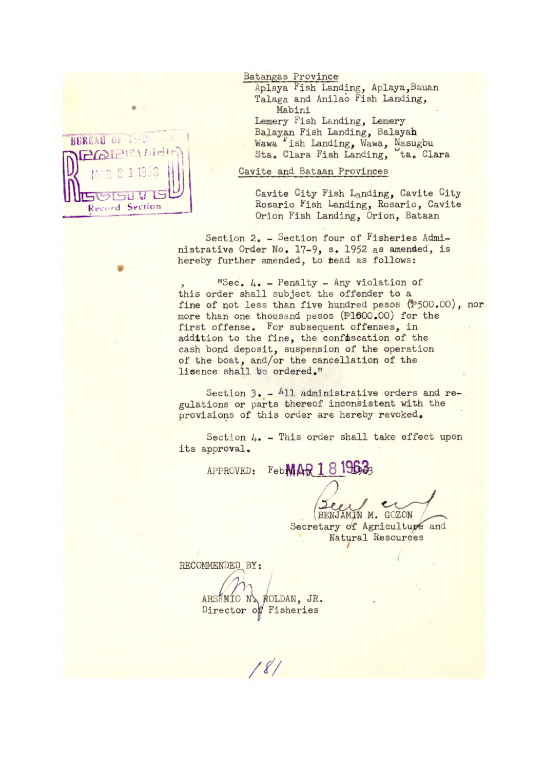Batangas Province

Aplaya Fish Landing, Aplaya, Bauan
Talaga and Anilao Fish Landing, Mabini
Lemery Fish Landing, Lemery
Balayan Fish Landing, Balayan
Wawa Fish Landing, Wawa, Nasugbu
Sta. Clara Fish Landing, Sta. Clara

Cavite and Bataan Provinces

Cavite City Fish Landing, Cavite City
Rosario Fish Landing, Rosario, Cavite
Orion Fish Landing, Orion, Bataan

BUREAU OF FISHERIES
RECEIVED
MAR 21 1963
Record Section

Section 2. - Section four of Fisheries Administrative Order No. 17-9, s. 1952 as amended, is hereby further amended, to read as follows:

"Sec. 4. - Penalty - Any violation of this order shall subject the offender to a fine of not less than five hundred pesos (₱500.00), nor more than one thousand pesos (₱1000.00) for the first offense. For subsequent offenses, in addition to the fine, the confiscation of the cash bond deposit, suspension of the operation of the boat, and/or the cancellation of the lisence shall be ordered."

Section 3. - All administrative orders and regulations or parts thereof inconsistent with the provisions of this order are hereby revoked.

Section 4. - This order shall take effect upon its approval.

APPROVED: February MAR 18 1963

BENJAMIN M. GOZON
Secretary of Agriculture and Natural Resources

RECOMMENDED BY:

ARSENIO N. ROLDAN, JR.
Director of Fisheries

/8/